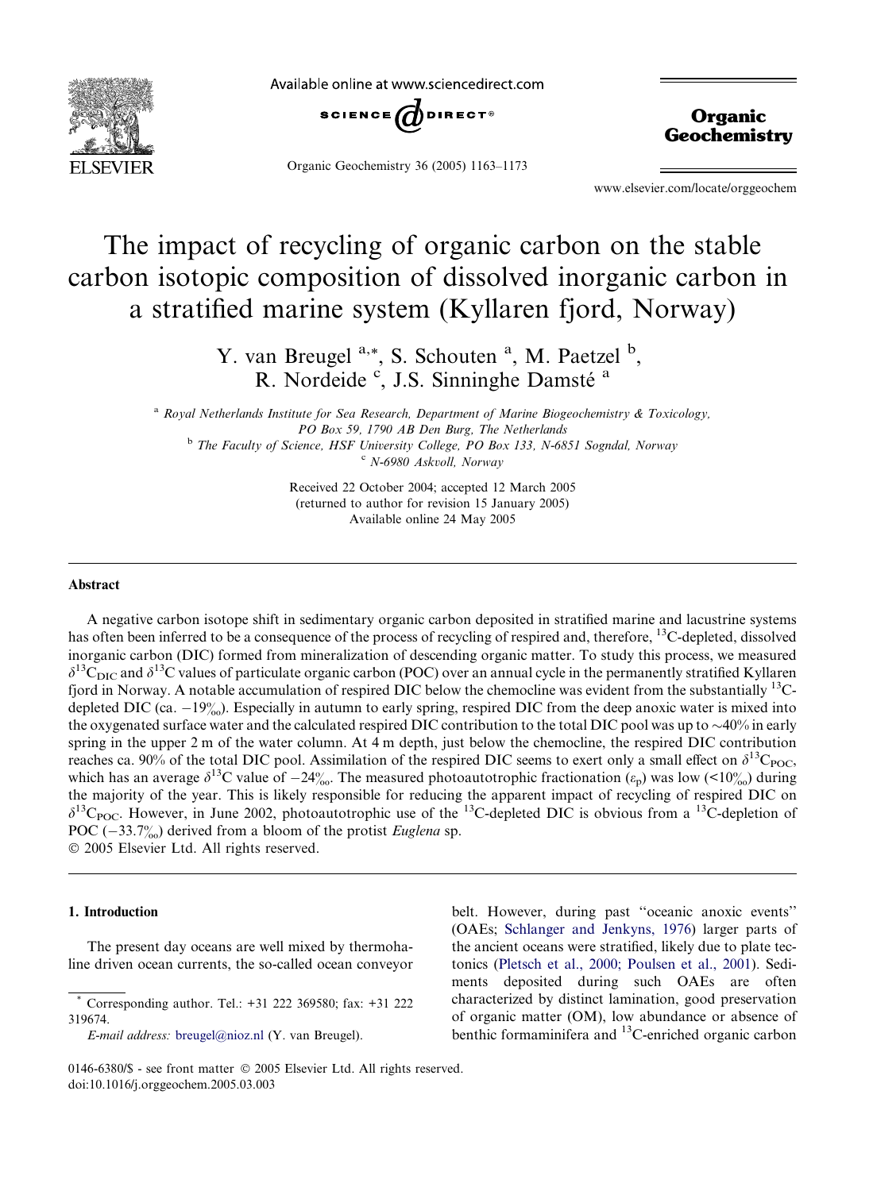# The impact of recycling of organic carbon on the stable carbon isotopic composition of dissolved inorganic carbon in a stratified marine system (Kyllaren fjord, Norway)

Y. van Breugel [a,*], S. Schouten [a], M. Paetzel [b], R. Nordeide [c], J.S. Sinninghe Damsté [a]

[a] Royal Netherlands Institute for Sea Research, Department of Marine Biogeochemistry & Toxicology, PO Box 59, 1790 AB Den Burg, The Netherlands

[b] The Faculty of Science, HSF University College, PO Box 133, N-6851 Sogndal, Norway

[c] N-6980 Askvoll, Norway

Received 22 October 2004; accepted 12 March 2005
(returned to author for revision 15 January 2005)
Available online 24 May 2005

## Abstract

A negative carbon isotope shift in sedimentary organic carbon deposited in stratified marine and lacustrine systems has often been inferred to be a consequence of the process of recycling of respired and, therefore, $^{13}$C-depleted, dissolved inorganic carbon (DIC) formed from mineralization of descending organic matter. To study this process, we measured $\delta^{13}C_{DIC}$ and $\delta^{13}$C values of particulate organic carbon (POC) over an annual cycle in the permanently stratified Kyllaren fjord in Norway. A notable accumulation of respired DIC below the chemocline was evident from the substantially $^{13}$C-depleted DIC (ca. −19‰). Especially in autumn to early spring, respired DIC from the deep anoxic water is mixed into the oxygenated surface water and the calculated respired DIC contribution to the total DIC pool was up to ~40% in early spring in the upper 2 m of the water column. At 4 m depth, just below the chemocline, the respired DIC contribution reaches ca. 90% of the total DIC pool. Assimilation of the respired DIC seems to exert only a small effect on $\delta^{13}C_{POC}$, which has an average $\delta^{13}$C value of −24‰. The measured photoautotrophic fractionation ($\varepsilon_p$) was low (<10‰) during the majority of the year. This is likely responsible for reducing the apparent impact of recycling of respired DIC on $\delta^{13}C_{POC}$. However, in June 2002, photoautotrophic use of the $^{13}$C-depleted DIC is obvious from a $^{13}$C-depletion of POC (−33.7‰) derived from a bloom of the protist *Euglena* sp.

© 2005 Elsevier Ltd. All rights reserved.

## 1. Introduction

The present day oceans are well mixed by thermohaline driven ocean currents, the so-called ocean conveyor belt. However, during past "oceanic anoxic events" (OAEs; Schlanger and Jenkyns, 1976) larger parts of the ancient oceans were stratified, likely due to plate tectonics (Pletsch et al., 2000; Poulsen et al., 2001). Sediments deposited during such OAEs are often characterized by distinct lamination, good preservation of organic matter (OM), low abundance or absence of benthic formaminifera and $^{13}$C-enriched organic carbon

* Corresponding author. Tel.: +31 222 369580; fax: +31 222 319674.
*E-mail address:* breugel@nioz.nl (Y. van Breugel).

0146-6380/$ - see front matter © 2005 Elsevier Ltd. All rights reserved.
doi:10.1016/j.orggeochem.2005.03.003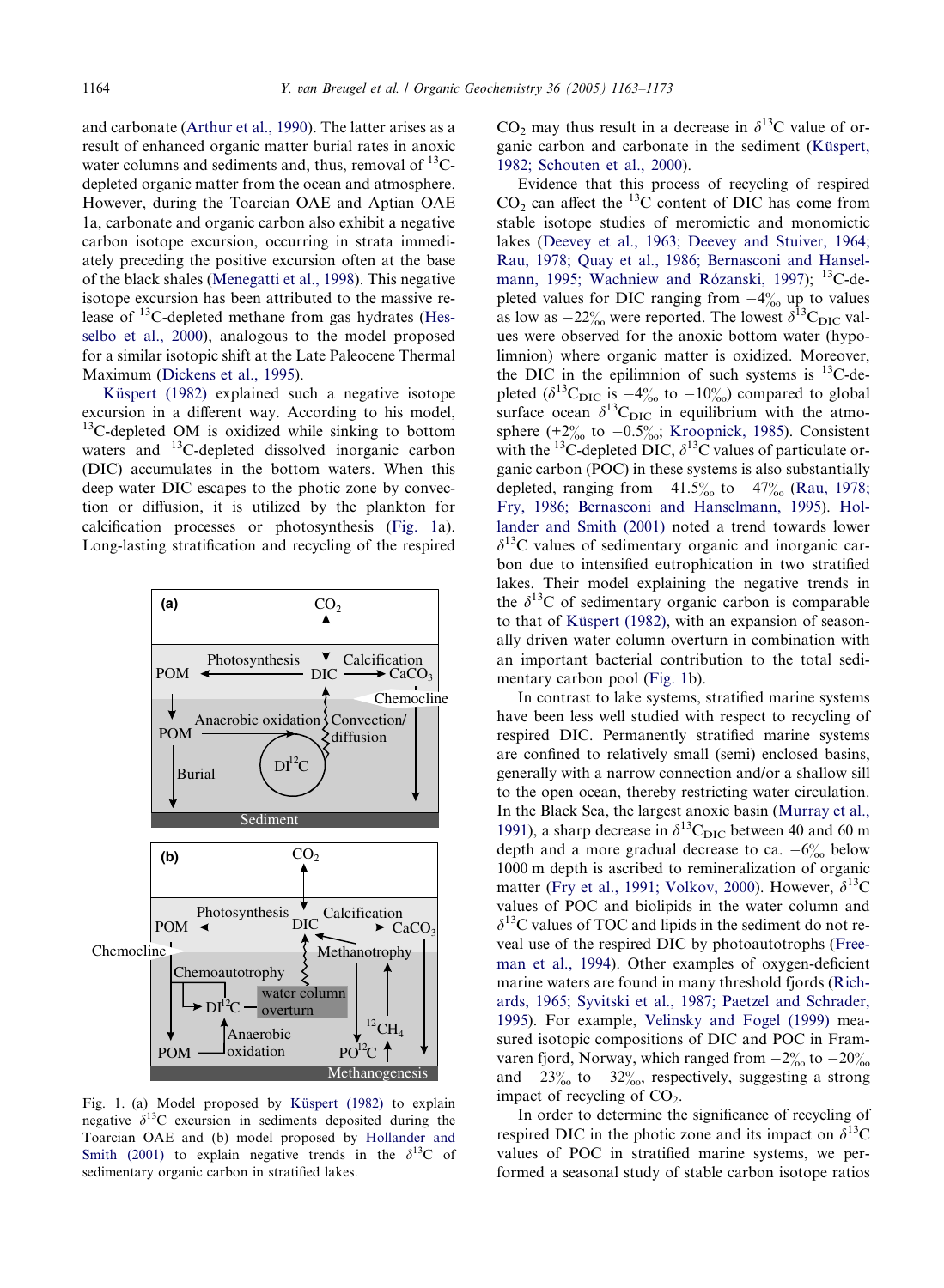and carbonate (Arthur et al., 1990). The latter arises as a result of enhanced organic matter burial rates in anoxic water columns and sediments and, thus, removal of $^{13}C$-depleted organic matter from the ocean and atmosphere. However, during the Toarcian OAE and Aptian OAE 1a, carbonate and organic carbon also exhibit a negative carbon isotope excursion, occurring in strata immediately preceding the positive excursion often at the base of the black shales (Menegatti et al., 1998). This negative isotope excursion has been attributed to the massive release of $^{13}C$-depleted methane from gas hydrates (Hesselbo et al., 2000), analogous to the model proposed for a similar isotopic shift at the Late Paleocene Thermal Maximum (Dickens et al., 1995).

Küspert (1982) explained such a negative isotope excursion in a different way. According to his model, $^{13}C$-depleted OM is oxidized while sinking to bottom waters and $^{13}C$-depleted dissolved inorganic carbon (DIC) accumulates in the bottom waters. When this deep water DIC escapes to the photic zone by convection or diffusion, it is utilized by the plankton for calcification processes or photosynthesis (Fig. 1a). Long-lasting stratification and recycling of the respired $CO_2$ may thus result in a decrease in $\delta^{13}C$ value of organic carbon and carbonate in the sediment (Küspert, 1982; Schouten et al., 2000).

Fig. 1. (a) Model proposed by Küspert (1982) to explain negative $\delta^{13}C$ excursion in sediments deposited during the Toarcian OAE and (b) model proposed by Hollander and Smith (2001) to explain negative trends in the $\delta^{13}C$ of sedimentary organic carbon in stratified lakes.

Evidence that this process of recycling of respired $CO_2$ can affect the $^{13}C$ content of DIC has come from stable isotope studies of meromictic and monomictic lakes (Deevey et al., 1963; Deevey and Stuiver, 1964; Rau, 1978; Quay et al., 1986; Bernasconi and Hanselmann, 1995; Wachniew and Rózanski, 1997); $^{13}C$-depleted values for DIC ranging from −4‰ up to values as low as −22‰ were reported. The lowest $\delta^{13}C_{DIC}$ values were observed for the anoxic bottom water (hypolimnion) where organic matter is oxidized. Moreover, the DIC in the epilimnion of such systems is $^{13}C$-depleted ($\delta^{13}C_{DIC}$ is −4‰ to −10‰) compared to global surface ocean $\delta^{13}C_{DIC}$ in equilibrium with the atmosphere (+2‰ to −0.5‰; Kroopnick, 1985). Consistent with the $^{13}C$-depleted DIC, $\delta^{13}C$ values of particulate organic carbon (POC) in these systems is also substantially depleted, ranging from −41.5‰ to −47‰ (Rau, 1978; Fry, 1986; Bernasconi and Hanselmann, 1995). Hollander and Smith (2001) noted a trend towards lower $\delta^{13}C$ values of sedimentary organic and inorganic carbon due to intensified eutrophication in two stratified lakes. Their model explaining the negative trends in the $\delta^{13}C$ of sedimentary organic carbon is comparable to that of Küspert (1982), with an expansion of seasonally driven water column overturn in combination with an important bacterial contribution to the total sedimentary carbon pool (Fig. 1b).

In contrast to lake systems, stratified marine systems have been less well studied with respect to recycling of respired DIC. Permanently stratified marine systems are confined to relatively small (semi) enclosed basins, generally with a narrow connection and/or a shallow sill to the open ocean, thereby restricting water circulation. In the Black Sea, the largest anoxic basin (Murray et al., 1991), a sharp decrease in $\delta^{13}C_{DIC}$ between 40 and 60 m depth and a more gradual decrease to ca. −6‰ below 1000 m depth is ascribed to remineralization of organic matter (Fry et al., 1991; Volkov, 2000). However, $\delta^{13}C$ values of POC and biolipids in the water column and $\delta^{13}C$ values of TOC and lipids in the sediment do not reveal the use of the respired DIC by photoautotrophs (Freeman et al., 1994). Other examples of oxygen-deficient marine waters are found in many threshold fjords (Richards, 1965; Syvitski et al., 1987; Paetzel and Schrader, 1995). For example, Velinsky and Fogel (1999) measured isotopic compositions of DIC and POC in Framvaren fjord, Norway, which ranged from −2‰ to −20‰ and −23‰ to −32‰, respectively, suggesting a strong impact of recycling of $CO_2$.

In order to determine the significance of recycling of respired DIC in the photic zone and its impact on $\delta^{13}C$ values of POC in stratified marine systems, we performed a seasonal study of stable carbon isotope ratios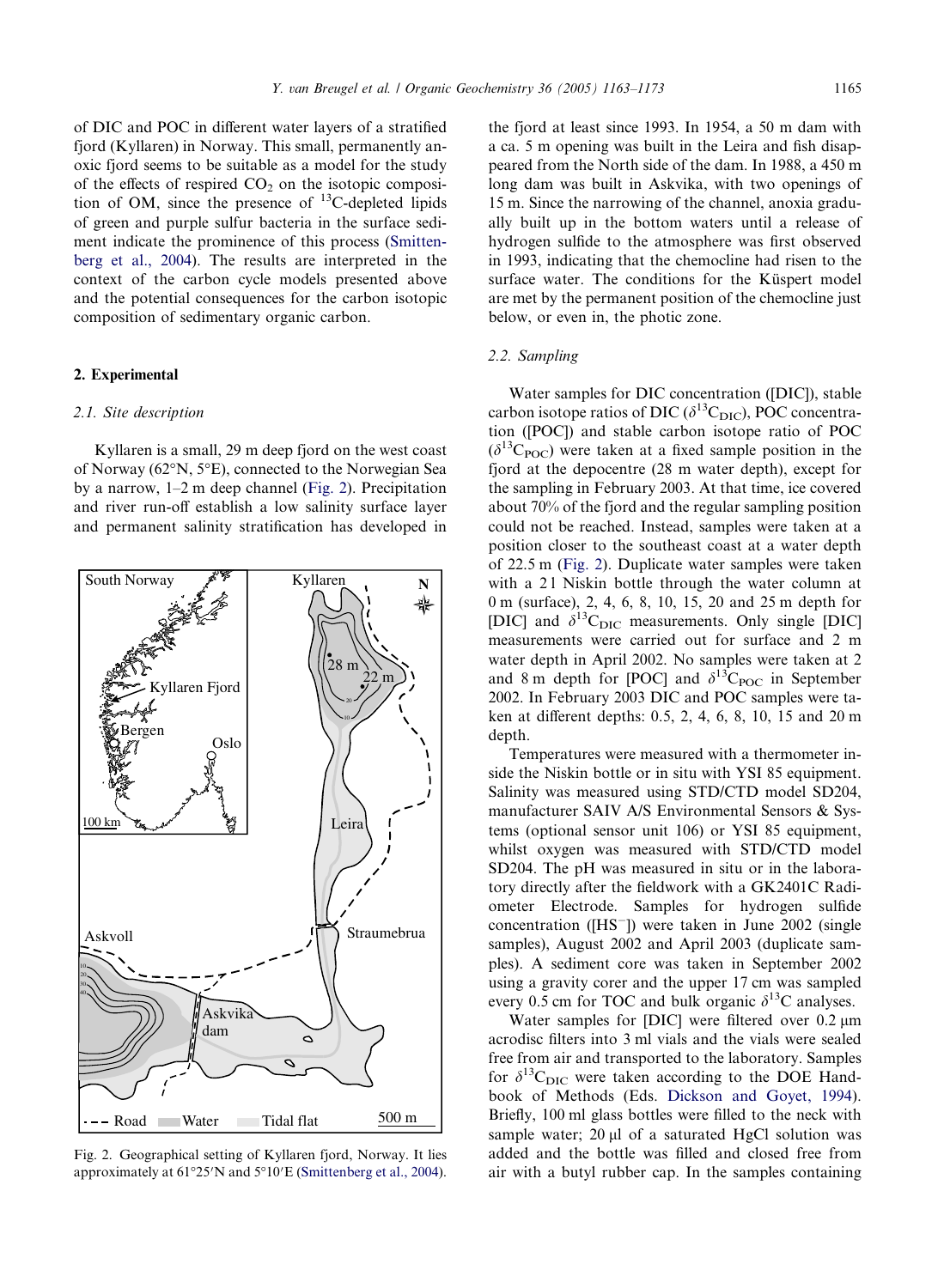of DIC and POC in different water layers of a stratified fjord (Kyllaren) in Norway. This small, permanently anoxic fjord seems to be suitable as a model for the study of the effects of respired $CO_2$ on the isotopic composition of OM, since the presence of $^{13}C$-depleted lipids of green and purple sulfur bacteria in the surface sediment indicate the prominence of this process (Smittenberg et al., 2004). The results are interpreted in the context of the carbon cycle models presented above and the potential consequences for the carbon isotopic composition of sedimentary organic carbon.

## 2. Experimental

### 2.1. Site description

Kyllaren is a small, 29 m deep fjord on the west coast of Norway (62°N, 5°E), connected to the Norwegian Sea by a narrow, 1–2 m deep channel (Fig. 2). Precipitation and river run-off establish a low salinity surface layer and permanent salinity stratification has developed in the fjord at least since 1993. In 1954, a 50 m dam with a ca. 5 m opening was built in the Leira and fish disappeared from the North side of the dam. In 1988, a 450 m long dam was built in Askvika, with two openings of 15 m. Since the narrowing of the channel, anoxia gradually built up in the bottom waters until a release of hydrogen sulfide to the atmosphere was first observed in 1993, indicating that the chemocline had risen to the surface water. The conditions for the Küspert model are met by the permanent position of the chemocline just below, or even in, the photic zone.

Fig. 2. Geographical setting of Kyllaren fjord, Norway. It lies approximately at 61°25′N and 5°10′E (Smittenberg et al., 2004).

### 2.2. Sampling

Water samples for DIC concentration ([DIC]), stable carbon isotope ratios of DIC ($\delta^{13}C_{DIC}$), POC concentration ([POC]) and stable carbon isotope ratio of POC ($\delta^{13}C_{POC}$) were taken at a fixed sample position in the fjord at the depocentre (28 m water depth), except for the sampling in February 2003. At that time, ice covered about 70% of the fjord and the regular sampling position could not be reached. Instead, samples were taken at a position closer to the southeast coast at a water depth of 22.5 m (Fig. 2). Duplicate water samples were taken with a 2 l Niskin bottle through the water column at 0 m (surface), 2, 4, 6, 8, 10, 15, 20 and 25 m depth for [DIC] and $\delta^{13}C_{DIC}$ measurements. Only single [DIC] measurements were carried out for surface and 2 m water depth in April 2002. No samples were taken at 2 and 8 m depth for [POC] and $\delta^{13}C_{POC}$ in September 2002. In February 2003 DIC and POC samples were taken at different depths: 0.5, 2, 4, 6, 8, 10, 15 and 20 m depth.

Temperatures were measured with a thermometer inside the Niskin bottle or in situ with YSI 85 equipment. Salinity was measured using STD/CTD model SD204, manufacturer SAIV A/S Environmental Sensors & Systems (optional sensor unit 106) or YSI 85 equipment, whilst oxygen was measured with STD/CTD model SD204. The pH was measured in situ or in the laboratory directly after the fieldwork with a GK2401C Radiometer Electrode. Samples for hydrogen sulfide concentration ([$HS^-$]) were taken in June 2002 (single samples), August 2002 and April 2003 (duplicate samples). A sediment core was taken in September 2002 using a gravity corer and the upper 17 cm was sampled every 0.5 cm for TOC and bulk organic $\delta^{13}C$ analyses.

Water samples for [DIC] were filtered over 0.2 μm acrodisc filters into 3 ml vials and the vials were sealed free from air and transported to the laboratory. Samples for $\delta^{13}C_{DIC}$ were taken according to the DOE Handbook of Methods (Eds. Dickson and Goyet, 1994). Briefly, 100 ml glass bottles were filled to the neck with sample water; 20 μl of a saturated $HgCl$ solution was added and the bottle was filled and closed free from air with a butyl rubber cap. In the samples containing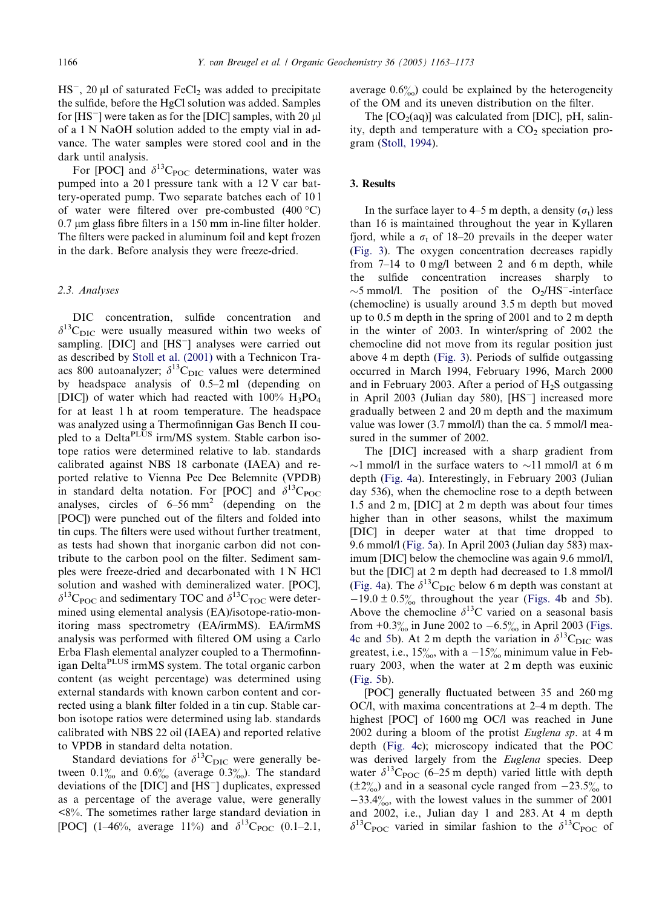$HS^-$, 20 µl of saturated $FeCl_2$ was added to precipitate the sulfide, before the HgCl solution was added. Samples for $[HS^-]$ were taken as for the [DIC] samples, with 20 µl of a 1 N NaOH solution added to the empty vial in advance. The water samples were stored cool and in the dark until analysis.

For [POC] and $\delta^{13}C_{POC}$ determinations, water was pumped into a 20 l pressure tank with a 12 V car battery-operated pump. Two separate batches each of 10 l of water were filtered over pre-combusted (400 °C) 0.7 µm glass fibre filters in a 150 mm in-line filter holder. The filters were packed in aluminum foil and kept frozen in the dark. Before analysis they were freeze-dried.

### 2.3. Analyses

DIC concentration, sulfide concentration and $\delta^{13}C_{DIC}$ were usually measured within two weeks of sampling. [DIC] and $[HS^-]$ analyses were carried out as described by Stoll et al. (2001) with a Technicon Traacs 800 autoanalyzer; $\delta^{13}C_{DIC}$ values were determined by headspace analysis of 0.5–2 ml (depending on [DIC]) of water which had reacted with 100% $H_3PO_4$ for at least 1 h at room temperature. The headspace was analyzed using a Thermofinnigan Gas Bench II coupled to a Delta$^{PLUS}$ irm/MS system. Stable carbon isotope ratios were determined relative to lab. standards calibrated against NBS 18 carbonate (IAEA) and reported relative to Vienna Pee Dee Belemnite (VPDB) in standard delta notation. For [POC] and $\delta^{13}C_{POC}$ analyses, circles of 6–56 $mm^2$ (depending on the [POC]) were punched out of the filters and folded into tin cups. The filters were used without further treatment, as tests had shown that inorganic carbon did not contribute to the carbon pool on the filter. Sediment samples were freeze-dried and decarbonated with 1 N HCl solution and washed with demineralized water. [POC], $\delta^{13}C_{POC}$ and sedimentary TOC and $\delta^{13}C_{TOC}$ were determined using elemental analysis (EA)/isotope-ratio-monitoring mass spectrometry (EA/irmMS). EA/irmMS analysis was performed with filtered OM using a Carlo Erba Flash elemental analyzer coupled to a Thermofinnigan Delta$^{PLUS}$ irmMS system. The total organic carbon content (as weight percentage) was determined using external standards with known carbon content and corrected using a blank filter folded in a tin cup. Stable carbon isotope ratios were determined using lab. standards calibrated with NBS 22 oil (IAEA) and reported relative to VPDB in standard delta notation.

Standard deviations for $\delta^{13}C_{DIC}$ were generally between 0.1‰ and 0.6‰ (average 0.3‰). The standard deviations of the [DIC] and $[HS^-]$ duplicates, expressed as a percentage of the average value, were generally <8%. The sometimes rather large standard deviation in [POC] (1–46%, average 11%) and $\delta^{13}C_{POC}$ (0.1–2.1, average 0.6‰) could be explained by the heterogeneity of the OM and its uneven distribution on the filter.

The $[CO_2(aq)]$ was calculated from [DIC], pH, salinity, depth and temperature with a $CO_2$ speciation program (Stoll, 1994).

## 3. Results

In the surface layer to 4–5 m depth, a density ($\sigma_t$) less than 16 is maintained throughout the year in Kyllaren fjord, while a $\sigma_t$ of 18–20 prevails in the deeper water (Fig. 3). The oxygen concentration decreases rapidly from 7–14 to 0 mg/l between 2 and 6 m depth, while the sulfide concentration increases sharply to ~5 mmol/l. The position of the $O_2/HS^-$-interface (chemocline) is usually around 3.5 m depth but moved up to 0.5 m depth in the spring of 2001 and to 2 m depth in the winter of 2003. In winter/spring of 2002 the chemocline did not move from its regular position just above 4 m depth (Fig. 3). Periods of sulfide outgassing occurred in March 1994, February 1996, March 2000 and in February 2003. After a period of $H_2S$ outgassing in April 2003 (Julian day 580), $[HS^-]$ increased more gradually between 2 and 20 m depth and the maximum value was lower (3.7 mmol/l) than the ca. 5 mmol/l measured in the summer of 2002.

The [DIC] increased with a sharp gradient from ~1 mmol/l in the surface waters to ~11 mmol/l at 6 m depth (Fig. 4a). Interestingly, in February 2003 (Julian day 536), when the chemocline rose to a depth between 1.5 and 2 m, [DIC] at 2 m depth was about four times higher than in other seasons, whilst the maximum [DIC] in deeper water at that time dropped to 9.6 mmol/l (Fig. 5a). In April 2003 (Julian day 583) maximum [DIC] below the chemocline was again 9.6 mmol/l, but the [DIC] at 2 m depth had decreased to 1.8 mmol/l (Fig. 4a). The $\delta^{13}C_{DIC}$ below 6 m depth was constant at $-19.0 \pm 0.5$‰ throughout the year (Figs. 4b and 5b). Above the chemocline $\delta^{13}C$ varied on a seasonal basis from +0.3‰ in June 2002 to −6.5‰ in April 2003 (Figs. 4c and 5b). At 2 m depth the variation in $\delta^{13}C_{DIC}$ was greatest, i.e., 15‰, with a −15‰ minimum value in February 2003, when the water at 2 m depth was euxinic (Fig. 5b).

[POC] generally fluctuated between 35 and 260 mg OC/l, with maxima concentrations at 2–4 m depth. The highest [POC] of 1600 mg OC/l was reached in June 2002 during a bloom of the protist *Euglena sp*. at 4 m depth (Fig. 4c); microscopy indicated that the POC was derived largely from the *Euglena* species. Deep water $\delta^{13}C_{POC}$ (6–25 m depth) varied little with depth (±2‰) and in a seasonal cycle ranged from −23.5‰ to −33.4‰, with the lowest values in the summer of 2001 and 2002, i.e., Julian day 1 and 283. At 4 m depth $\delta^{13}C_{POC}$ varied in similar fashion to the $\delta^{13}C_{POC}$ of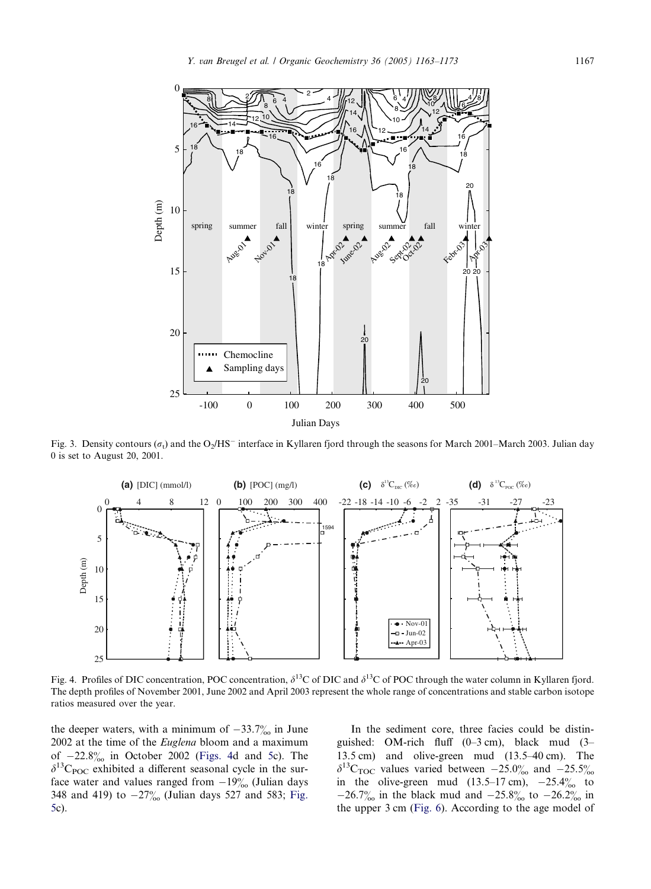Fig. 3. Density contours ($\sigma_t$) and the $O_2/HS^-$ interface in Kyllaren fjord through the seasons for March 2001–March 2003. Julian day 0 is set to August 20, 2001.

Fig. 4. Profiles of DIC concentration, POC concentration, $\delta^{13}C$ of DIC and $\delta^{13}C$ of POC through the water column in Kyllaren fjord. The depth profiles of November 2001, June 2002 and April 2003 represent the whole range of concentrations and stable carbon isotope ratios measured over the year.

the deeper waters, with a minimum of −33.7‰ in June 2002 at the time of the *Euglena* bloom and a maximum of −22.8‰ in October 2002 (Figs. 4d and 5c). The $\delta^{13}C_{POC}$ exhibited a different seasonal cycle in the surface water and values ranged from −19‰ (Julian days 348 and 419) to −27‰ (Julian days 527 and 583; Fig. 5c).

In the sediment core, three facies could be distinguished: OM-rich fluff (0–3 cm), black mud (3–13.5 cm) and olive-green mud (13.5–40 cm). The $\delta^{13}C_{TOC}$ values varied between −25.0‰ and −25.5‰ in the olive-green mud (13.5–17 cm), −25.4‰ to −26.7‰ in the black mud and −25.8‰ to −26.2‰ in the upper 3 cm (Fig. 6). According to the age model of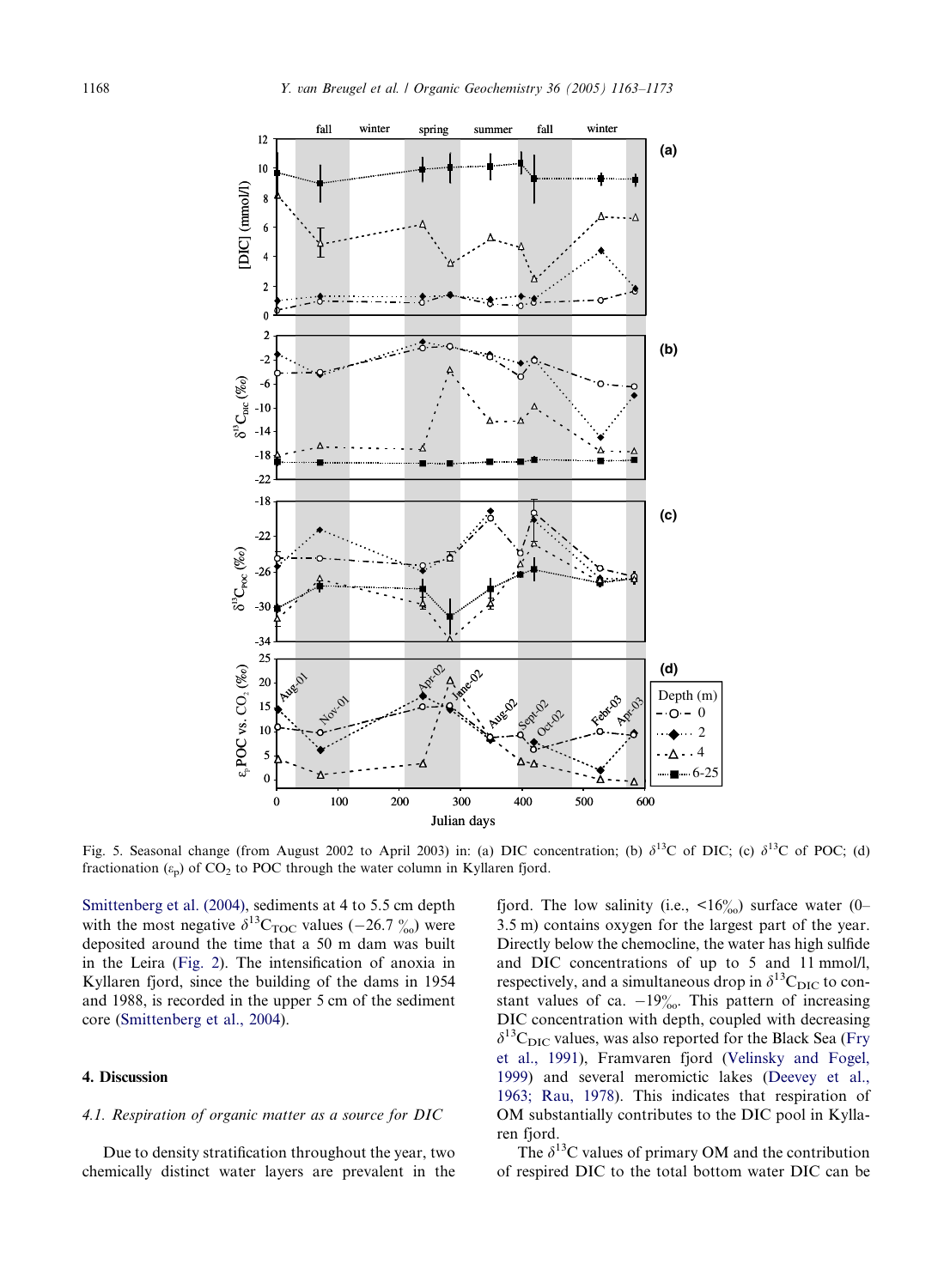Fig. 5. Seasonal change (from August 2002 to April 2003) in: (a) DIC concentration; (b) $\delta^{13}$C of DIC; (c) $\delta^{13}$C of POC; (d) fractionation ($\varepsilon_p$) of $CO_2$ to POC through the water column in Kyllaren fjord.

Smittenberg et al. (2004), sediments at 4 to 5.5 cm depth with the most negative $\delta^{13}C_{TOC}$ values (−26.7 ‰) were deposited around the time that a 50 m dam was built in the Leira (Fig. 2). The intensification of anoxia in Kyllaren fjord, since the building of the dams in 1954 and 1988, is recorded in the upper 5 cm of the sediment core (Smittenberg et al., 2004).

## 4. Discussion

### 4.1. Respiration of organic matter as a source for DIC

Due to density stratification throughout the year, two chemically distinct water layers are prevalent in the fjord. The low salinity (i.e., <16‰) surface water (0–3.5 m) contains oxygen for the largest part of the year. Directly below the chemocline, the water has high sulfide and DIC concentrations of up to 5 and 11 mmol/l, respectively, and a simultaneous drop in $\delta^{13}C_{DIC}$ to constant values of ca. −19‰. This pattern of increasing DIC concentration with depth, coupled with decreasing $\delta^{13}C_{DIC}$ values, was also reported for the Black Sea (Fry et al., 1991), Framvaren fjord (Velinsky and Fogel, 1999) and several meromictic lakes (Deevey et al., 1963; Rau, 1978). This indicates that respiration of OM substantially contributes to the DIC pool in Kyllaren fjord.

The $\delta^{13}$C values of primary OM and the contribution of respired DIC to the total bottom water DIC can be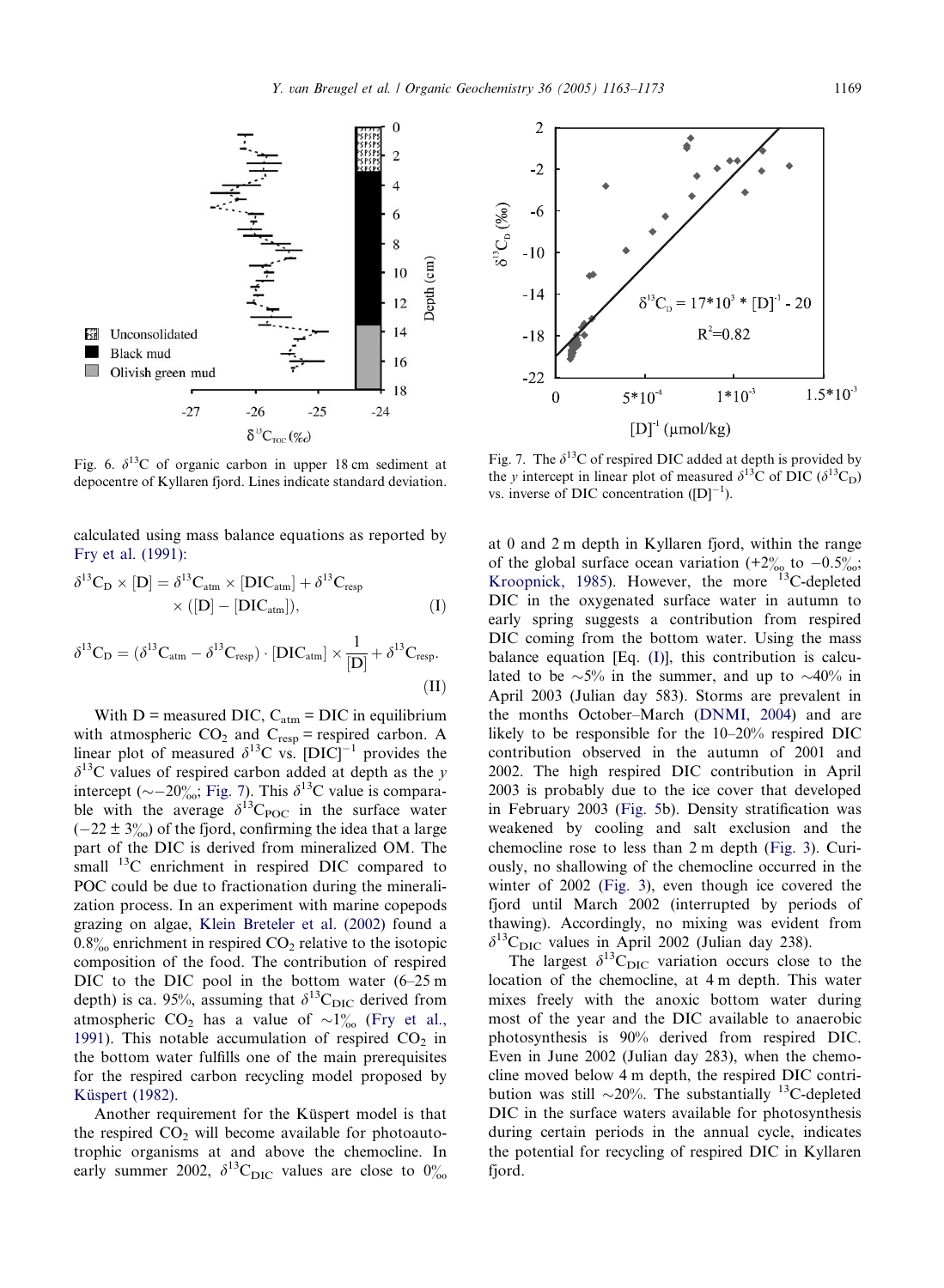Fig. 6. $\delta^{13}C$ of organic carbon in upper 18 cm sediment at depocentre of Kyllaren fjord. Lines indicate standard deviation.

Fig. 7. The $\delta^{13}C$ of respired DIC added at depth is provided by the y intercept in linear plot of measured $\delta^{13}C$ of DIC ($\delta^{13}C_D$) vs. inverse of DIC concentration ($[D]^{-1}$).

calculated using mass balance equations as reported by Fry et al. (1991):

$$\delta^{13}C_D \times [D] = \delta^{13}C_{atm} \times [DIC_{atm}] + \delta^{13}C_{resp} \times ([D] - [DIC_{atm}]), \quad \text{(I)}$$

$$\delta^{13}C_D = (\delta^{13}C_{atm} - \delta^{13}C_{resp}) \cdot [DIC_{atm}] \times \frac{1}{[D]} + \delta^{13}C_{resp}. \quad \text{(II)}$$

With D = measured DIC, $C_{atm}$ = DIC in equilibrium with atmospheric $CO_2$ and $C_{resp}$ = respired carbon. A linear plot of measured $\delta^{13}C$ vs. $[DIC]^{-1}$ provides the $\delta^{13}C$ values of respired carbon added at depth as the y intercept (∼−20‰; Fig. 7). This $\delta^{13}C$ value is comparable with the average $\delta^{13}C_{POC}$ in the surface water (−22 ± 3‰) of the fjord, confirming the idea that a large part of the DIC is derived from mineralized OM. The small $^{13}C$ enrichment in respired DIC compared to POC could be due to fractionation during the mineralization process. In an experiment with marine copepods grazing on algae, Klein Breteler et al. (2002) found a 0.8‰ enrichment in respired $CO_2$ relative to the isotopic composition of the food. The contribution of respired DIC to the DIC pool in the bottom water (6–25 m depth) is ca. 95%, assuming that $\delta^{13}C_{DIC}$ derived from atmospheric $CO_2$ has a value of ∼1‰ (Fry et al., 1991). This notable accumulation of respired $CO_2$ in the bottom water fulfills one of the main prerequisites for the respired carbon recycling model proposed by Küspert (1982).

Another requirement for the Küspert model is that the respired $CO_2$ will become available for photoautotrophic organisms at and above the chemocline. In early summer 2002, $\delta^{13}C_{DIC}$ values are close to 0‰ at 0 and 2 m depth in Kyllaren fjord, within the range of the global surface ocean variation (+2‰ to −0.5‰; Kroopnick, 1985). However, the more $^{13}C$-depleted DIC in the oxygenated surface water in autumn to early spring suggests a contribution from respired DIC coming from the bottom water. Using the mass balance equation [Eq. (I)], this contribution is calculated to be ∼5% in the summer, and up to ∼40% in April 2003 (Julian day 583). Storms are prevalent in the months October–March (DNMI, 2004) and are likely to be responsible for the 10–20% respired DIC contribution observed in the autumn of 2001 and 2002. The high respired DIC contribution in April 2003 is probably due to the ice cover that developed in February 2003 (Fig. 5b). Density stratification was weakened by cooling and salt exclusion and the chemocline rose to less than 2 m depth (Fig. 3). Curiously, no shallowing of the chemocline occurred in the winter of 2002 (Fig. 3), even though ice covered the fjord until March 2002 (interrupted by periods of thawing). Accordingly, no mixing was evident from $\delta^{13}C_{DIC}$ values in April 2002 (Julian day 238).

The largest $\delta^{13}C_{DIC}$ variation occurs close to the location of the chemocline, at 4 m depth. This water mixes freely with the anoxic bottom water during most of the year and the DIC available to anaerobic photosynthesis is 90% derived from respired DIC. Even in June 2002 (Julian day 283), when the chemocline moved below 4 m depth, the respired DIC contribution was still ∼20%. The substantially $^{13}C$-depleted DIC in the surface waters available for photosynthesis during certain periods in the annual cycle, indicates the potential for recycling of respired DIC in Kyllaren fjord.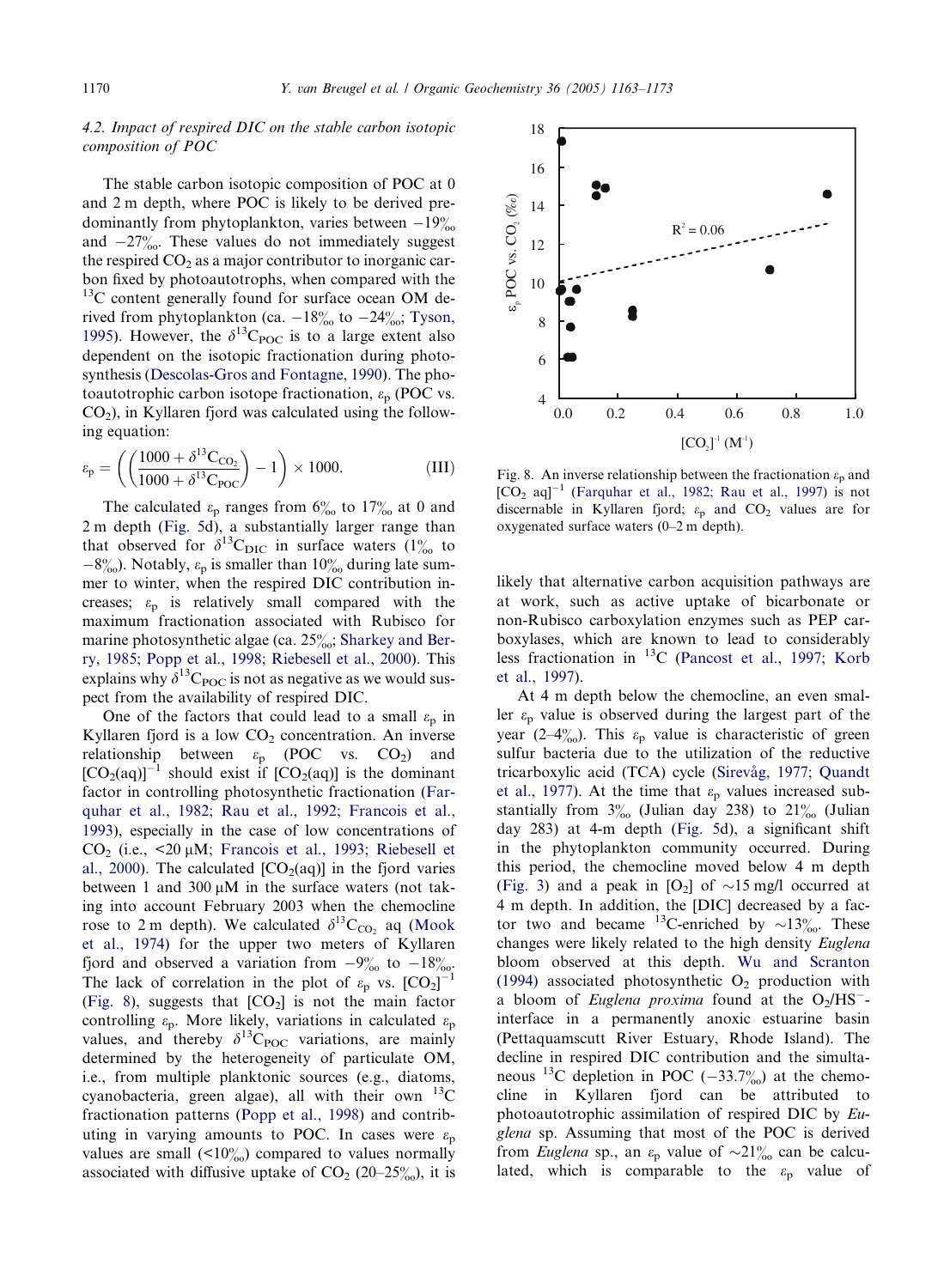### 4.2. Impact of respired DIC on the stable carbon isotopic composition of POC

The stable carbon isotopic composition of POC at 0 and 2 m depth, where POC is likely to be derived predominantly from phytoplankton, varies between −19‰ and −27‰. These values do not immediately suggest the respired $CO_2$ as a major contributor to inorganic carbon fixed by photoautotrophs, when compared with the $^{13}C$ content generally found for surface ocean OM derived from phytoplankton (ca. −18‰ to −24‰; Tyson, 1995). However, the $\delta^{13}C_{POC}$ is to a large extent also dependent on the isotopic fractionation during photosynthesis (Descolas-Gros and Fontagne, 1990). The photoautotrophic carbon isotope fractionation, $\varepsilon_p$ (POC vs. $CO_2$), in Kyllaren fjord was calculated using the following equation:

$$\varepsilon_p = \left( \left( \frac{1000 + \delta^{13}C_{CO_2}}{1000 + \delta^{13}C_{POC}} \right) - 1 \right) \times 1000. \qquad \text{(III)}$$

The calculated $\varepsilon_p$ ranges from 6‰ to 17‰ at 0 and 2 m depth (Fig. 5d), a substantially larger range than that observed for $\delta^{13}C_{DIC}$ in surface waters (1‰ to −8‰). Notably, $\varepsilon_p$ is smaller than 10‰ during late summer to winter, when the respired DIC contribution increases; $\varepsilon_p$ is relatively small compared with the maximum fractionation associated with Rubisco for marine photosynthetic algae (ca. 25‰; Sharkey and Berry, 1985; Popp et al., 1998; Riebesell et al., 2000). This explains why $\delta^{13}C_{POC}$ is not as negative as we would suspect from the availability of respired DIC.

One of the factors that could lead to a small $\varepsilon_p$ in Kyllaren fjord is a low $CO_2$ concentration. An inverse relationship between $\varepsilon_p$ (POC vs. $CO_2$) and $[CO_2(aq)]^{-1}$ should exist if $[CO_2(aq)]$ is the dominant factor in controlling photosynthetic fractionation (Farquhar et al., 1982; Rau et al., 1992; Francois et al., 1993), especially in the case of low concentrations of $CO_2$ (i.e., <20 μM; Francois et al., 1993; Riebesell et al., 2000). The calculated $[CO_2(aq)]$ in the fjord varies between 1 and 300 μM in the surface waters (not taking into account February 2003 when the chemocline rose to 2 m depth). We calculated $\delta^{13}C_{CO_2}$ aq (Mook et al., 1974) for the upper two meters of Kyllaren fjord and observed a variation from −9‰ to −18‰. The lack of correlation in the plot of $\varepsilon_p$ vs. $[CO_2]^{-1}$ (Fig. 8), suggests that $[CO_2]$ is not the main factor controlling $\varepsilon_p$. More likely, variations in calculated $\varepsilon_p$ values, and thereby $\delta^{13}C_{POC}$ variations, are mainly determined by the heterogeneity of particulate OM, i.e., from multiple planktonic sources (e.g., diatoms, cyanobacteria, green algae), all with their own $^{13}C$ fractionation patterns (Popp et al., 1998) and contributing in varying amounts to POC. In cases were $\varepsilon_p$ values are small (<10‰) compared to values normally associated with diffusive uptake of $CO_2$ (20–25‰), it is likely that alternative carbon acquisition pathways are at work, such as active uptake of bicarbonate or non-Rubisco carboxylation enzymes such as PEP carboxylases, which are known to lead to considerably less fractionation in $^{13}C$ (Pancost et al., 1997; Korb et al., 1997).

Fig. 8. An inverse relationship between the fractionation $\varepsilon_p$ and $[CO_2\ aq]^{-1}$ (Farquhar et al., 1982; Rau et al., 1997) is not discernable in Kyllaren fjord; $\varepsilon_p$ and $CO_2$ values are for oxygenated surface waters (0–2 m depth).

At 4 m depth below the chemocline, an even smaller $\varepsilon_p$ value is observed during the largest part of the year (2–4‰). This $\varepsilon_p$ value is characteristic of green sulfur bacteria due to the utilization of the reductive tricarboxylic acid (TCA) cycle (Sirevåg, 1977; Quandt et al., 1977). At the time that $\varepsilon_p$ values increased substantially from 3‰ (Julian day 238) to 21‰ (Julian day 283) at 4-m depth (Fig. 5d), a significant shift in the phytoplankton community occurred. During this period, the chemocline moved below 4 m depth (Fig. 3) and a peak in $[O_2]$ of ~15 mg/l occurred at 4 m depth. In addition, the [DIC] decreased by a factor two and became $^{13}C$-enriched by ~13‰. These changes were likely related to the high density *Euglena* bloom observed at this depth. Wu and Scranton (1994) associated photosynthetic $O_2$ production with a bloom of *Euglena proxima* found at the $O_2/HS^-$-interface in a permanently anoxic estuarine basin (Pettaquamscutt River Estuary, Rhode Island). The decline in respired DIC contribution and the simultaneous $^{13}C$ depletion in POC (−33.7‰) at the chemocline in Kyllaren fjord can be attributed to photoautotrophic assimilation of respired DIC by *Euglena* sp. Assuming that most of the POC is derived from *Euglena* sp., an $\varepsilon_p$ value of ~21‰ can be calculated, which is comparable to the $\varepsilon_p$ value of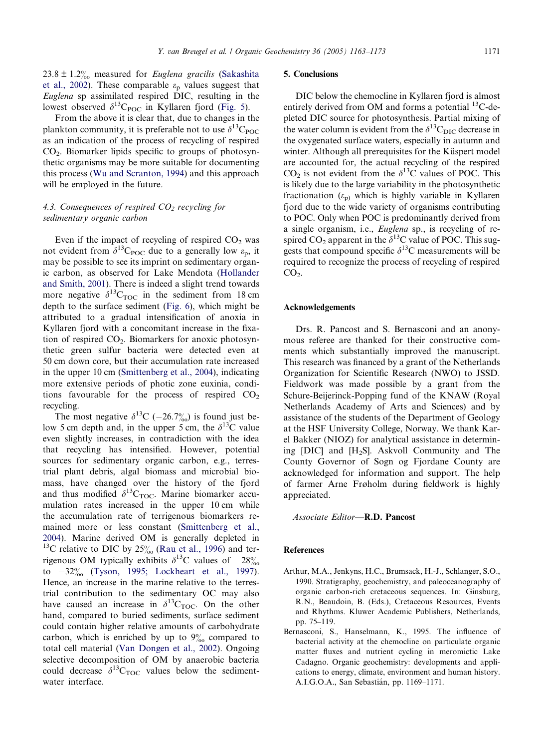23.8 ± 1.2‰ measured for *Euglena gracilis* (Sakashita et al., 2002). These comparable $\varepsilon_p$ values suggest that *Euglena* sp assimilated respired DIC, resulting in the lowest observed $\delta^{13}C_{POC}$ in Kyllaren fjord (Fig. 5).

From the above it is clear that, due to changes in the plankton community, it is preferable not to use $\delta^{13}C_{POC}$ as an indication of the process of recycling of respired $CO_2$. Biomarker lipids specific to groups of photosynthetic organisms may be more suitable for documenting this process (Wu and Scranton, 1994) and this approach will be employed in the future.

### 4.3. Consequences of respired $CO_2$ recycling for sedimentary organic carbon

Even if the impact of recycling of respired $CO_2$ was not evident from $\delta^{13}C_{POC}$ due to a generally low $\varepsilon_p$, it may be possible to see its imprint on sedimentary organic carbon, as observed for Lake Mendota (Hollander and Smith, 2001). There is indeed a slight trend towards more negative $\delta^{13}C_{TOC}$ in the sediment from 18 cm depth to the surface sediment (Fig. 6), which might be attributed to a gradual intensification of anoxia in Kyllaren fjord with a concomitant increase in the fixation of respired $CO_2$. Biomarkers for anoxic photosynthetic green sulfur bacteria were detected even at 50 cm down core, but their accumulation rate increased in the upper 10 cm (Smittenberg et al., 2004), indicating more extensive periods of photic zone euxinia, conditions favourable for the process of respired $CO_2$ recycling.

The most negative $\delta^{13}C$ (−26.7‰) is found just below 5 cm depth and, in the upper 5 cm, the $\delta^{13}C$ value even slightly increases, in contradiction with the idea that recycling has intensified. However, potential sources for sedimentary organic carbon, e.g., terrestrial plant debris, algal biomass and microbial biomass, have changed over the history of the fjord and thus modified $\delta^{13}C_{TOC}$. Marine biomarker accumulation rates increased in the upper 10 cm while the accumulation rate of terrigenous biomarkers remained more or less constant (Smittenberg et al., 2004). Marine derived OM is generally depleted in $^{13}C$ relative to DIC by 25‰ (Rau et al., 1996) and terrigenous OM typically exhibits $\delta^{13}C$ values of −28‰ to −32‰ (Tyson, 1995; Lockheart et al., 1997). Hence, an increase in the marine relative to the terrestrial contribution to the sedimentary OC may also have caused an increase in $\delta^{13}C_{TOC}$. On the other hand, compared to buried sediments, surface sediment could contain higher relative amounts of carbohydrate carbon, which is enriched by up to 9‰ compared to total cell material (Van Dongen et al., 2002). Ongoing selective decomposition of OM by anaerobic bacteria could decrease $\delta^{13}C_{TOC}$ values below the sediment-water interface.

## 5. Conclusions

DIC below the chemocline in Kyllaren fjord is almost entirely derived from OM and forms a potential $^{13}C$-depleted DIC source for photosynthesis. Partial mixing of the water column is evident from the $\delta^{13}C_{DIC}$ decrease in the oxygenated surface waters, especially in autumn and winter. Although all prerequisites for the Küspert model are accounted for, the actual recycling of the respired $CO_2$ is not evident from the $\delta^{13}C$ values of POC. This is likely due to the large variability in the photosynthetic fractionation ($\varepsilon_p$) which is highly variable in Kyllaren fjord due to the wide variety of organisms contributing to POC. Only when POC is predominantly derived from a single organism, i.e., *Euglena* sp., is recycling of respired $CO_2$ apparent in the $\delta^{13}C$ value of POC. This suggests that compound specific $\delta^{13}C$ measurements will be required to recognize the process of recycling of respired $CO_2$.

## Acknowledgements

Drs. R. Pancost and S. Bernasconi and an anonymous referee are thanked for their constructive comments which substantially improved the manuscript. This research was financed by a grant of the Netherlands Organization for Scientific Research (NWO) to JSSD. Fieldwork was made possible by a grant from the Schure-Beijerinck-Popping fund of the KNAW (Royal Netherlands Academy of Arts and Sciences) and by assistance of the students of the Department of Geology at the HSF University College, Norway. We thank Karel Bakker (NIOZ) for analytical assistance in determining [DIC] and [$H_2S$]. Askvoll Community and The County Governor of Sogn og Fjordane County are acknowledged for information and support. The help of farmer Arne Frøholm during fieldwork is highly appreciated.

*Associate Editor*—**R.D. Pancost**

## References

Arthur, M.A., Jenkyns, H.C., Brumsack, H.-J., Schlanger, S.O., 1990. Stratigraphy, geochemistry, and paleoceanography of organic carbon-rich cretaceous sequences. In: Ginsburg, R.N., Beaudoin, B. (Eds.), Cretaceous Resources, Events and Rhythms. Kluwer Academic Publishers, Netherlands, pp. 75–119.

Bernasconi, S., Hanselmann, K., 1995. The influence of bacterial activity at the chemocline on particulate organic matter fluxes and nutrient cycling in meromictic Lake Cadagno. Organic geochemistry: developments and applications to energy, climate, environment and human history. A.I.G.O.A., San Sebastián, pp. 1169–1171.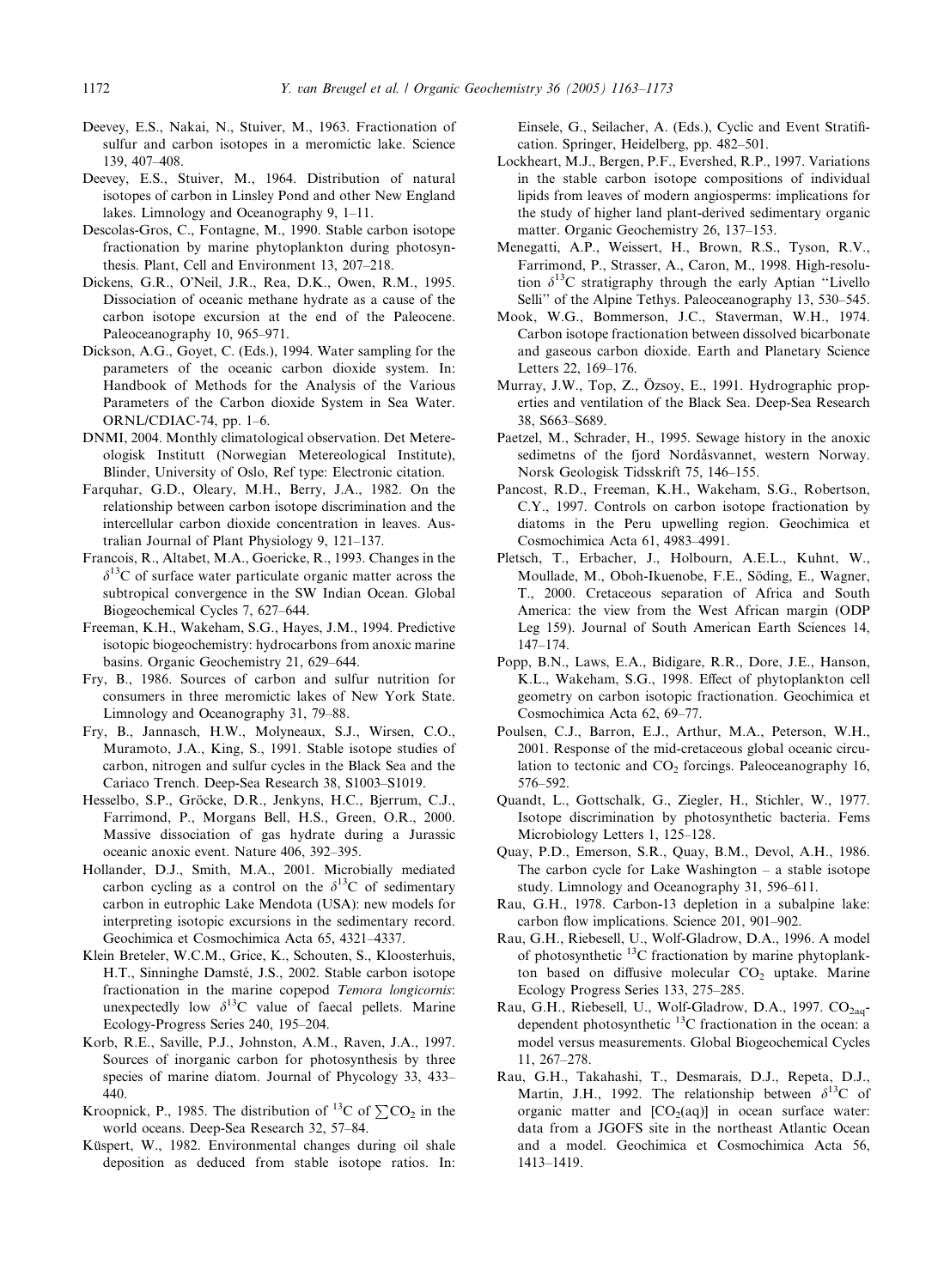Deevey, E.S., Nakai, N., Stuiver, M., 1963. Fractionation of sulfur and carbon isotopes in a meromictic lake. Science 139, 407–408.

Deevey, E.S., Stuiver, M., 1964. Distribution of natural isotopes of carbon in Linsley Pond and other New England lakes. Limnology and Oceanography 9, 1–11.

Descolas-Gros, C., Fontagne, M., 1990. Stable carbon isotope fractionation by marine phytoplankton during photosynthesis. Plant, Cell and Environment 13, 207–218.

Dickens, G.R., O'Neil, J.R., Rea, D.K., Owen, R.M., 1995. Dissociation of oceanic methane hydrate as a cause of the carbon isotope excursion at the end of the Paleocene. Paleoceanography 10, 965–971.

Dickson, A.G., Goyet, C. (Eds.), 1994. Water sampling for the parameters of the oceanic carbon dioxide system. In: Handbook of Methods for the Analysis of the Various Parameters of the Carbon dioxide System in Sea Water. ORNL/CDIAC-74, pp. 1–6.

DNMI, 2004. Monthly climatological observation. Det Metereologisk Institutt (Norwegian Metereological Institute), Blinder, University of Oslo, Ref type: Electronic citation.

Farquhar, G.D., Oleary, M.H., Berry, J.A., 1982. On the relationship between carbon isotope discrimination and the intercellular carbon dioxide concentration in leaves. Australian Journal of Plant Physiology 9, 121–137.

Francois, R., Altabet, M.A., Goericke, R., 1993. Changes in the $\delta^{13}C$ of surface water particulate organic matter across the subtropical convergence in the SW Indian Ocean. Global Biogeochemical Cycles 7, 627–644.

Freeman, K.H., Wakeham, S.G., Hayes, J.M., 1994. Predictive isotopic biogeochemistry: hydrocarbons from anoxic marine basins. Organic Geochemistry 21, 629–644.

Fry, B., 1986. Sources of carbon and sulfur nutrition for consumers in three meromictic lakes of New York State. Limnology and Oceanography 31, 79–88.

Fry, B., Jannasch, H.W., Molyneaux, S.J., Wirsen, C.O., Muramoto, J.A., King, S., 1991. Stable isotope studies of carbon, nitrogen and sulfur cycles in the Black Sea and the Cariaco Trench. Deep-Sea Research 38, S1003–S1019.

Hesselbo, S.P., Gröcke, D.R., Jenkyns, H.C., Bjerrum, C.J., Farrimond, P., Morgans Bell, H.S., Green, O.R., 2000. Massive dissociation of gas hydrate during a Jurassic oceanic anoxic event. Nature 406, 392–395.

Hollander, D.J., Smith, M.A., 2001. Microbially mediated carbon cycling as a control on the $\delta^{13}C$ of sedimentary carbon in eutrophic Lake Mendota (USA): new models for interpreting isotopic excursions in the sedimentary record. Geochimica et Cosmochimica Acta 65, 4321–4337.

Klein Breteler, W.C.M., Grice, K., Schouten, S., Kloosterhuis, H.T., Sinninghe Damsté, J.S., 2002. Stable carbon isotope fractionation in the marine copepod *Temora longicornis*: unexpectedly low $\delta^{13}C$ value of faecal pellets. Marine Ecology-Progress Series 240, 195–204.

Korb, R.E., Saville, P.J., Johnston, A.M., Raven, J.A., 1997. Sources of inorganic carbon for photosynthesis by three species of marine diatom. Journal of Phycology 33, 433–440.

Kroopnick, P., 1985. The distribution of $^{13}C$ of $\sum CO_2$ in the world oceans. Deep-Sea Research 32, 57–84.

Küspert, W., 1982. Environmental changes during oil shale deposition as deduced from stable isotope ratios. In: Einsele, G., Seilacher, A. (Eds.), Cyclic and Event Stratification. Springer, Heidelberg, pp. 482–501.

Lockheart, M.J., Bergen, P.F., Evershed, R.P., 1997. Variations in the stable carbon isotope compositions of individual lipids from leaves of modern angiosperms: implications for the study of higher land plant-derived sedimentary organic matter. Organic Geochemistry 26, 137–153.

Menegatti, A.P., Weissert, H., Brown, R.S., Tyson, R.V., Farrimond, P., Strasser, A., Caron, M., 1998. High-resolution $\delta^{13}C$ stratigraphy through the early Aptian "Livello Selli" of the Alpine Tethys. Paleoceanography 13, 530–545.

Mook, W.G., Bommerson, J.C., Staverman, W.H., 1974. Carbon isotope fractionation between dissolved bicarbonate and gaseous carbon dioxide. Earth and Planetary Science Letters 22, 169–176.

Murray, J.W., Top, Z., Özsoy, E., 1991. Hydrographic properties and ventilation of the Black Sea. Deep-Sea Research 38, S663–S689.

Paetzel, M., Schrader, H., 1995. Sewage history in the anoxic sedimetns of the fjord Nordåsvannet, western Norway. Norsk Geologisk Tidsskrift 75, 146–155.

Pancost, R.D., Freeman, K.H., Wakeham, S.G., Robertson, C.Y., 1997. Controls on carbon isotope fractionation by diatoms in the Peru upwelling region. Geochimica et Cosmochimica Acta 61, 4983–4991.

Pletsch, T., Erbacher, J., Holbourn, A.E.L., Kuhnt, W., Moullade, M., Oboh-Ikuenobe, F.E., Söding, E., Wagner, T., 2000. Cretaceous separation of Africa and South America: the view from the West African margin (ODP Leg 159). Journal of South American Earth Sciences 14, 147–174.

Popp, B.N., Laws, E.A., Bidigare, R.R., Dore, J.E., Hanson, K.L., Wakeham, S.G., 1998. Effect of phytoplankton cell geometry on carbon isotopic fractionation. Geochimica et Cosmochimica Acta 62, 69–77.

Poulsen, C.J., Barron, E.J., Arthur, M.A., Peterson, W.H., 2001. Response of the mid-cretaceous global oceanic circulation to tectonic and $CO_2$ forcings. Paleoceanography 16, 576–592.

Quandt, L., Gottschalk, G., Ziegler, H., Stichler, W., 1977. Isotope discrimination by photosynthetic bacteria. Fems Microbiology Letters 1, 125–128.

Quay, P.D., Emerson, S.R., Quay, B.M., Devol, A.H., 1986. The carbon cycle for Lake Washington – a stable isotope study. Limnology and Oceanography 31, 596–611.

Rau, G.H., 1978. Carbon-13 depletion in a subalpine lake: carbon flow implications. Science 201, 901–902.

Rau, G.H., Riebesell, U., Wolf-Gladrow, D.A., 1996. A model of photosynthetic $^{13}C$ fractionation by marine phytoplankton based on diffusive molecular $CO_2$ uptake. Marine Ecology Progress Series 133, 275–285.

Rau, G.H., Riebesell, U., Wolf-Gladrow, D.A., 1997. $CO_{2aq}$-dependent photosynthetic $^{13}C$ fractionation in the ocean: a model versus measurements. Global Biogeochemical Cycles 11, 267–278.

Rau, G.H., Takahashi, T., Desmarais, D.J., Repeta, D.J., Martin, J.H., 1992. The relationship between $\delta^{13}C$ of organic matter and $[CO_2(aq)]$ in ocean surface water: data from a JGOFS site in the northeast Atlantic Ocean and a model. Geochimica et Cosmochimica Acta 56, 1413–1419.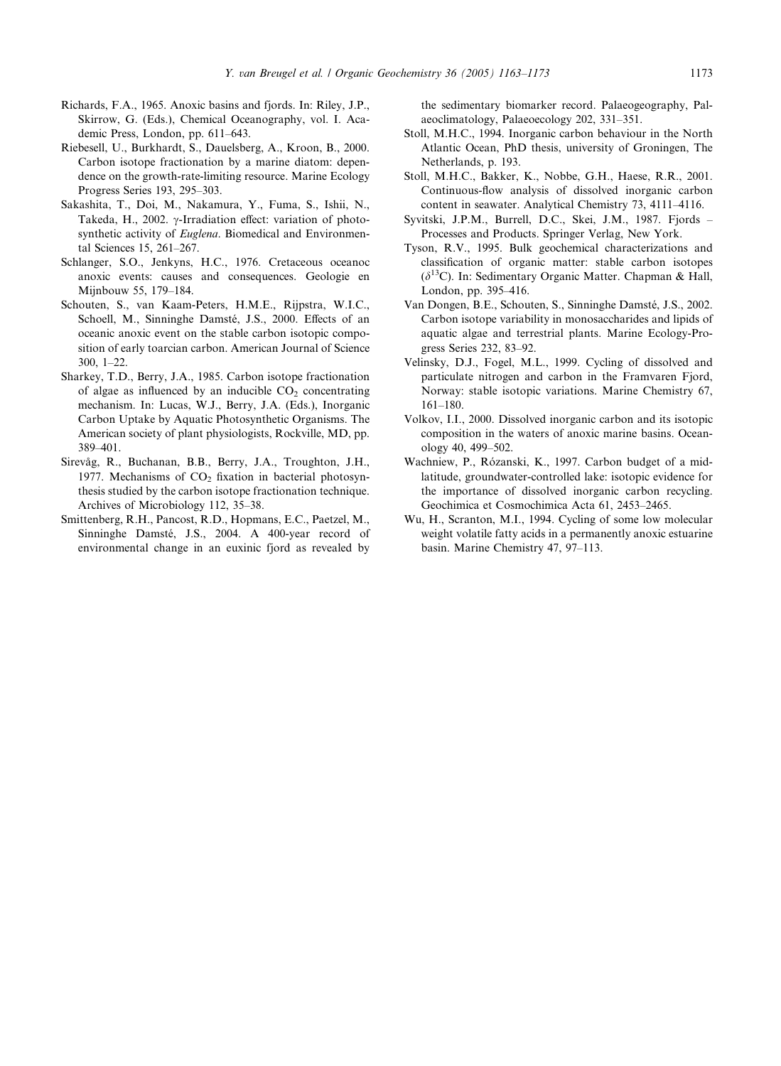Richards, F.A., 1965. Anoxic basins and fjords. In: Riley, J.P., Skirrow, G. (Eds.), Chemical Oceanography, vol. I. Academic Press, London, pp. 611–643.

Riebesell, U., Burkhardt, S., Dauelsberg, A., Kroon, B., 2000. Carbon isotope fractionation by a marine diatom: dependence on the growth-rate-limiting resource. Marine Ecology Progress Series 193, 295–303.

Sakashita, T., Doi, M., Nakamura, Y., Fuma, S., Ishii, N., Takeda, H., 2002. γ-Irradiation effect: variation of photosynthetic activity of *Euglena*. Biomedical and Environmental Sciences 15, 261–267.

Schlanger, S.O., Jenkyns, H.C., 1976. Cretaceous oceanoc anoxic events: causes and consequences. Geologie en Mijnbouw 55, 179–184.

Schouten, S., van Kaam-Peters, H.M.E., Rijpstra, W.I.C., Schoell, M., Sinninghe Damsté, J.S., 2000. Effects of an oceanic anoxic event on the stable carbon isotopic composition of early toarcian carbon. American Journal of Science 300, 1–22.

Sharkey, T.D., Berry, J.A., 1985. Carbon isotope fractionation of algae as influenced by an inducible $CO_2$ concentrating mechanism. In: Lucas, W.J., Berry, J.A. (Eds.), Inorganic Carbon Uptake by Aquatic Photosynthetic Organisms. The American society of plant physiologists, Rockville, MD, pp. 389–401.

Sirevåg, R., Buchanan, B.B., Berry, J.A., Troughton, J.H., 1977. Mechanisms of $CO_2$ fixation in bacterial photosynthesis studied by the carbon isotope fractionation technique. Archives of Microbiology 112, 35–38.

Smittenberg, R.H., Pancost, R.D., Hopmans, E.C., Paetzel, M., Sinninghe Damsté, J.S., 2004. A 400-year record of environmental change in an euxinic fjord as revealed by the sedimentary biomarker record. Palaeogeography, Palaeoclimatology, Palaeoecology 202, 331–351.

Stoll, M.H.C., 1994. Inorganic carbon behaviour in the North Atlantic Ocean, PhD thesis, university of Groningen, The Netherlands, p. 193.

Stoll, M.H.C., Bakker, K., Nobbe, G.H., Haese, R.R., 2001. Continuous-flow analysis of dissolved inorganic carbon content in seawater. Analytical Chemistry 73, 4111–4116.

Syvitski, J.P.M., Burrell, D.C., Skei, J.M., 1987. Fjords – Processes and Products. Springer Verlag, New York.

Tyson, R.V., 1995. Bulk geochemical characterizations and classification of organic matter: stable carbon isotopes ($\delta^{13}C$). In: Sedimentary Organic Matter. Chapman & Hall, London, pp. 395–416.

Van Dongen, B.E., Schouten, S., Sinninghe Damsté, J.S., 2002. Carbon isotope variability in monosaccharides and lipids of aquatic algae and terrestrial plants. Marine Ecology-Progress Series 232, 83–92.

Velinsky, D.J., Fogel, M.L., 1999. Cycling of dissolved and particulate nitrogen and carbon in the Framvaren Fjord, Norway: stable isotopic variations. Marine Chemistry 67, 161–180.

Volkov, I.I., 2000. Dissolved inorganic carbon and its isotopic composition in the waters of anoxic marine basins. Oceanology 40, 499–502.

Wachniew, P., Rózanski, K., 1997. Carbon budget of a mid-latitude, groundwater-controlled lake: isotopic evidence for the importance of dissolved inorganic carbon recycling. Geochimica et Cosmochimica Acta 61, 2453–2465.

Wu, H., Scranton, M.I., 1994. Cycling of some low molecular weight volatile fatty acids in a permanently anoxic estuarine basin. Marine Chemistry 47, 97–113.